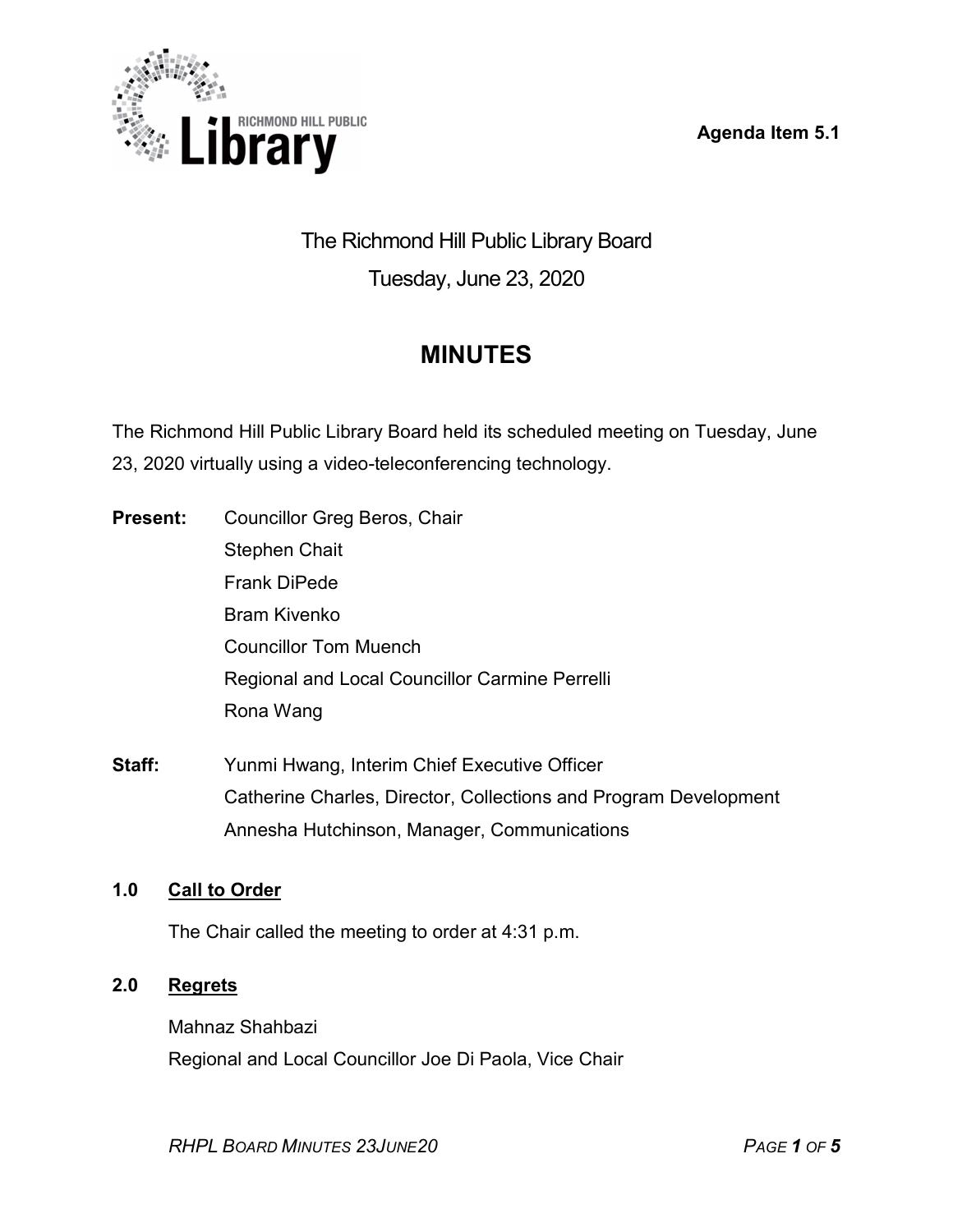Agenda Item 5.1

# The Richmond Hill Public Library Board

Tuesday, June 23, 2020

## MINUTES

The Richmond Hill Public Library Board held its scheduled meeting on Tuesday, June 23, 2020 virtually using a video-teleconferencing technology.

**Present:**
Councillor Greg Beros, Chair
Stephen Chait
Frank DiPede
Bram Kivenko
Councillor Tom Muench
Regional and Local Councillor Carmine Perrelli
Rona Wang

**Staff:**
Yunmi Hwang, Interim Chief Executive Officer
Catherine Charles, Director, Collections and Program Development
Annesha Hutchinson, Manager, Communications

### 1.0 Call to Order

The Chair called the meeting to order at 4:31 p.m.

### 2.0 Regrets

Mahnaz Shahbazi
Regional and Local Councillor Joe Di Paola, Vice Chair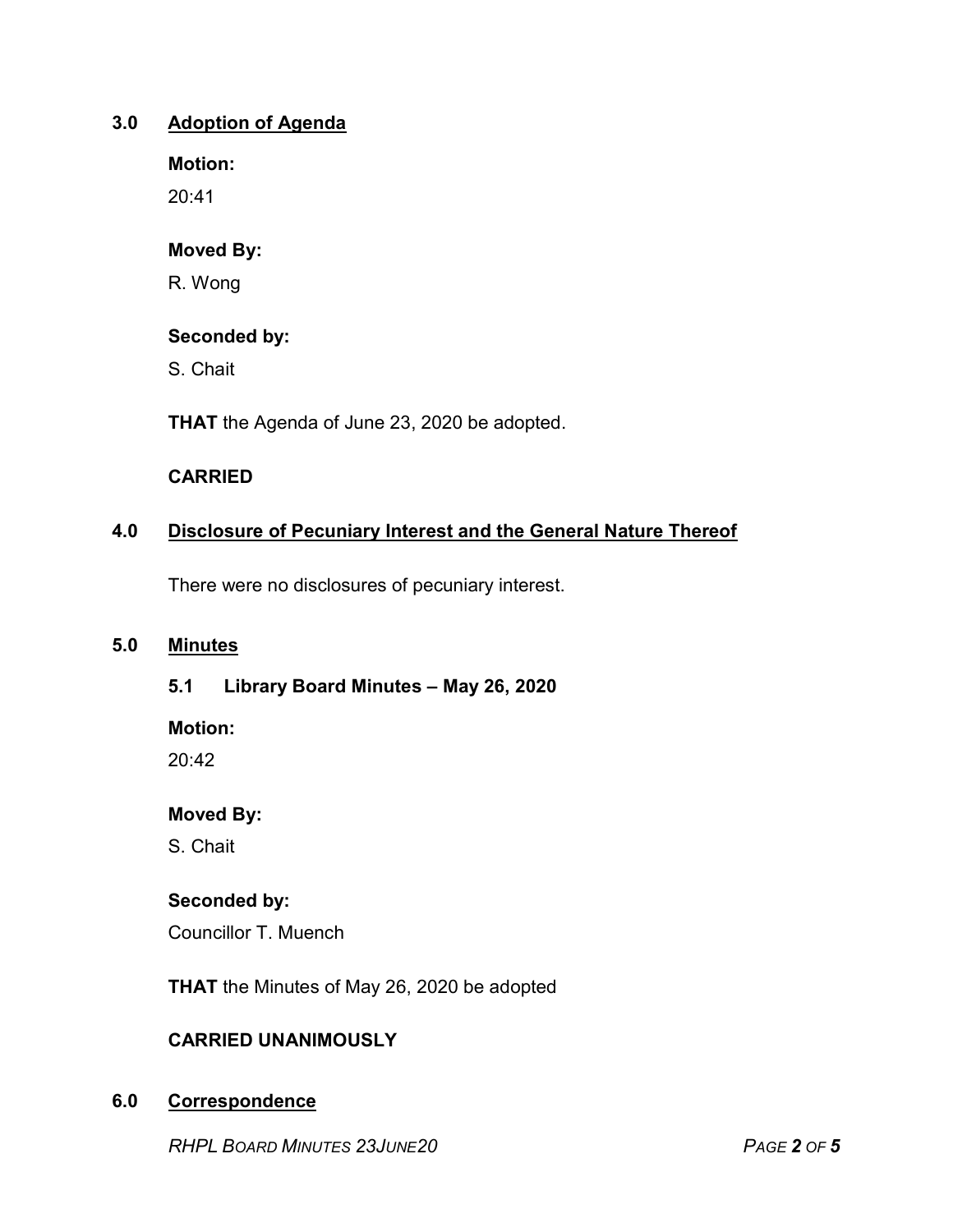## 3.0 Adoption of Agenda

**Motion:**

20:41

**Moved By:**

R. Wong

**Seconded by:**

S. Chait

**THAT** the Agenda of June 23, 2020 be adopted.

**CARRIED**

## 4.0 Disclosure of Pecuniary Interest and the General Nature Thereof

There were no disclosures of pecuniary interest.

## 5.0 Minutes

### 5.1 Library Board Minutes – May 26, 2020

**Motion:**

20:42

**Moved By:**

S. Chait

**Seconded by:**

Councillor T. Muench

**THAT** the Minutes of May 26, 2020 be adopted

**CARRIED UNANIMOUSLY**

## 6.0 Correspondence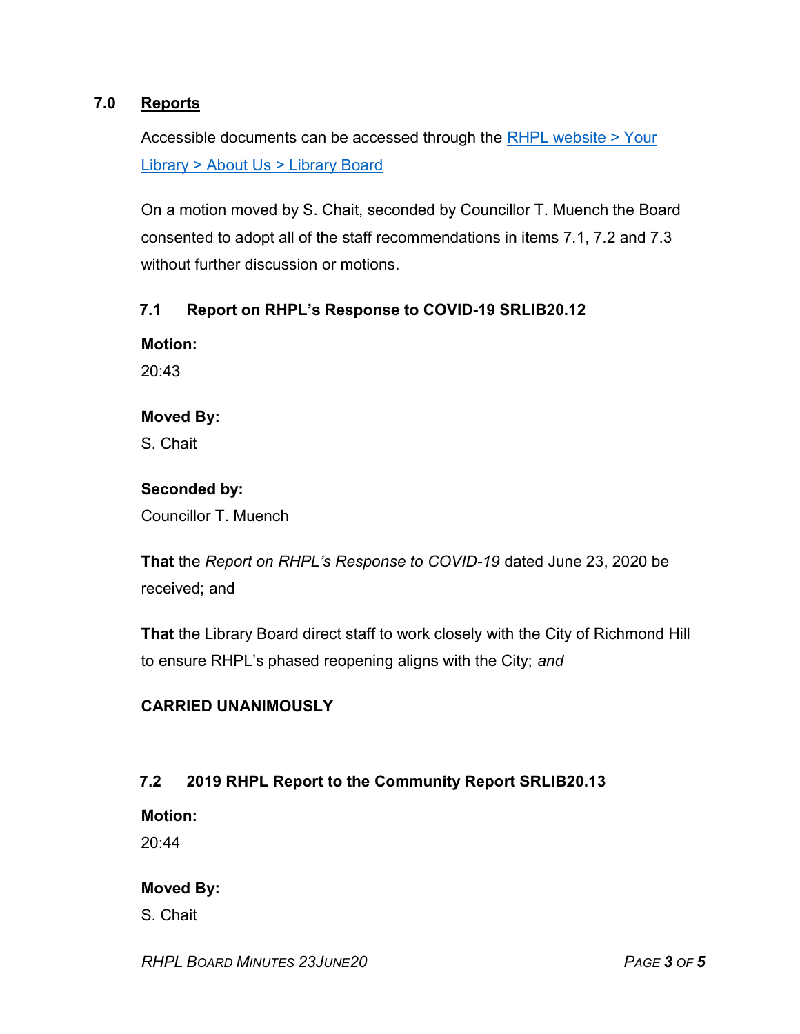## 7.0 Reports

Accessible documents can be accessed through the [RHPL website > Your Library > About Us > Library Board]()

On a motion moved by S. Chait, seconded by Councillor T. Muench the Board consented to adopt all of the staff recommendations in items 7.1, 7.2 and 7.3 without further discussion or motions.

### 7.1 Report on RHPL's Response to COVID-19 SRLIB20.12

**Motion:**
20:43

**Moved By:**
S. Chait

**Seconded by:**
Councillor T. Muench

**That** the *Report on RHPL's Response to COVID-19* dated June 23, 2020 be received; and

**That** the Library Board direct staff to work closely with the City of Richmond Hill to ensure RHPL's phased reopening aligns with the City; *and*

**CARRIED UNANIMOUSLY**

### 7.2 2019 RHPL Report to the Community Report SRLIB20.13

**Motion:**
20:44

**Moved By:**
S. Chait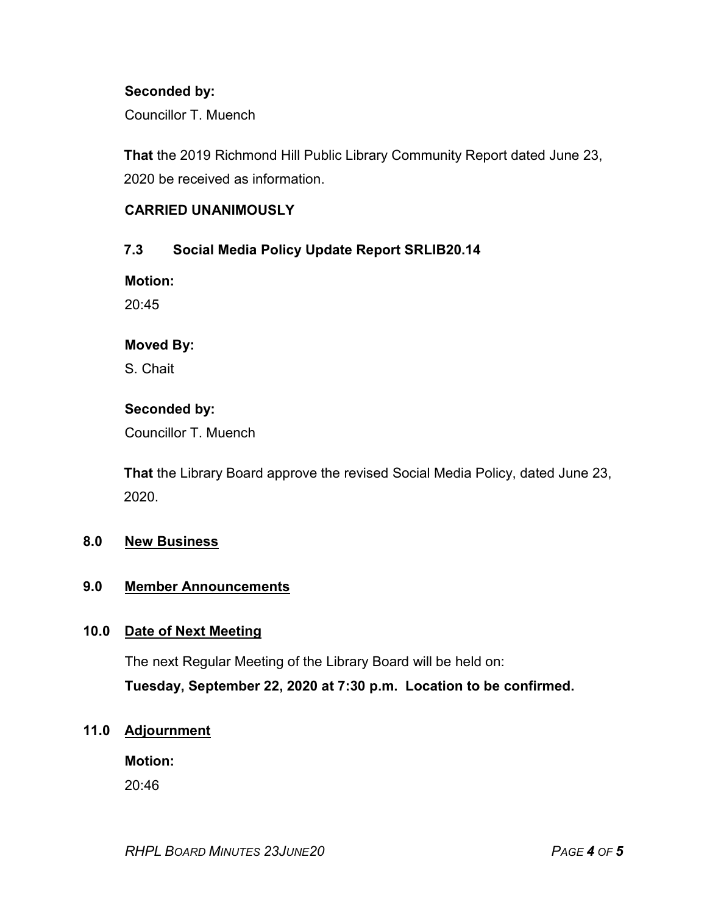**Seconded by:**

Councillor T. Muench

**That** the 2019 Richmond Hill Public Library Community Report dated June 23, 2020 be received as information.

**CARRIED UNANIMOUSLY**

### 7.3 Social Media Policy Update Report SRLIB20.14

**Motion:**

20:45

**Moved By:**

S. Chait

**Seconded by:**

Councillor T. Muench

**That** the Library Board approve the revised Social Media Policy, dated June 23, 2020.

## 8.0 New Business

## 9.0 Member Announcements

## 10.0 Date of Next Meeting

The next Regular Meeting of the Library Board will be held on:

**Tuesday, September 22, 2020 at 7:30 p.m. Location to be confirmed.**

## 11.0 Adjournment

**Motion:**

20:46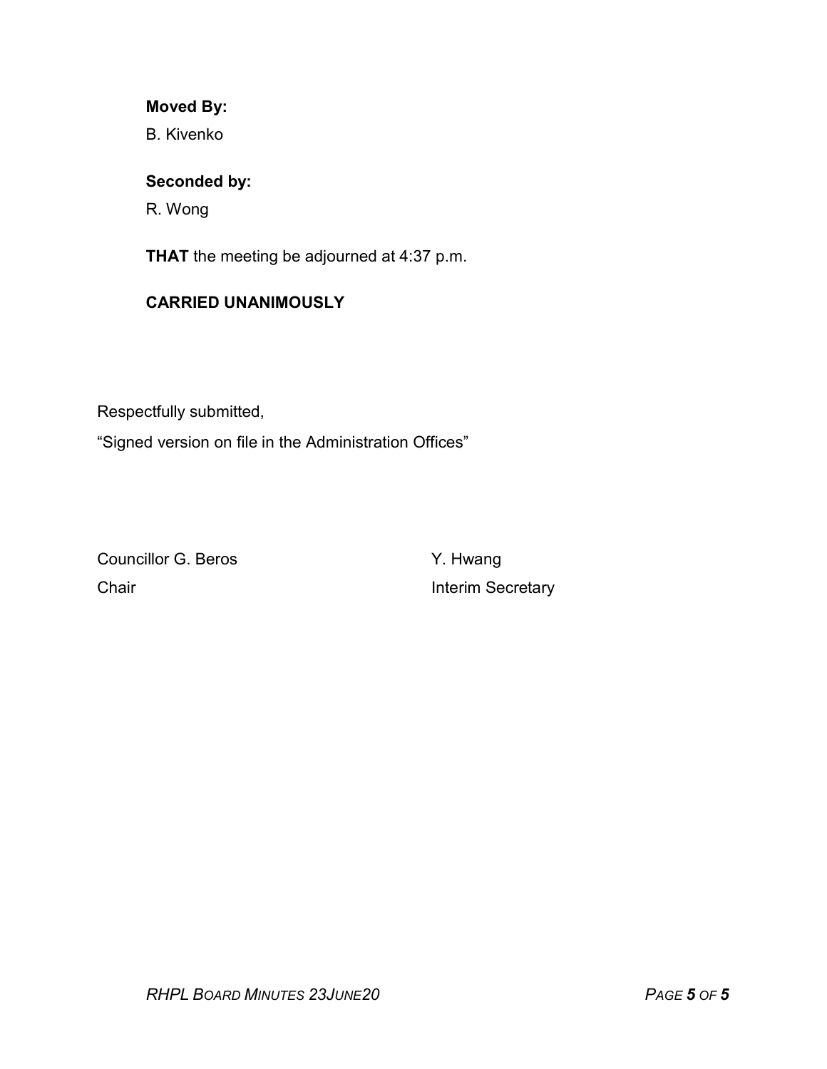**Moved By:**

B. Kivenko

**Seconded by:**

R. Wong

**THAT** the meeting be adjourned at 4:37 p.m.

**CARRIED UNANIMOUSLY**

Respectfully submitted,

“Signed version on file in the Administration Offices”

| | |
|---|---|
| Councillor G. Beros | Y. Hwang |
| Chair | Interim Secretary |